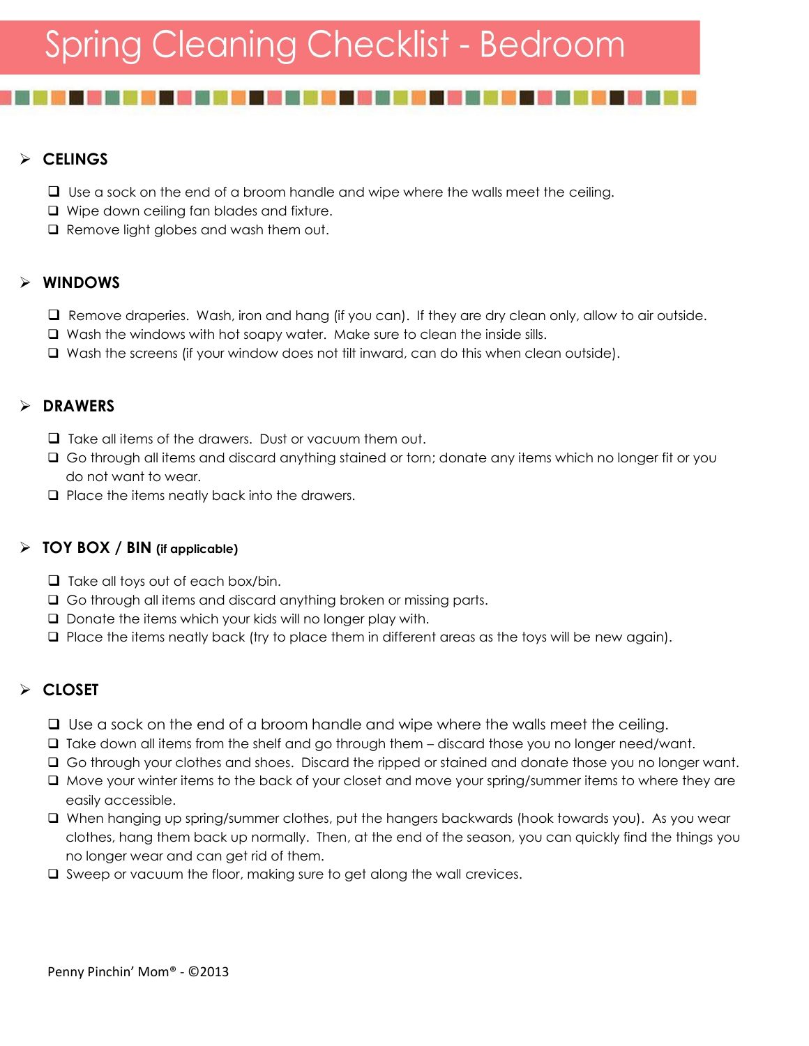# Spring Cleaning Checklist - Bedroom

## CELINGS

- [ ] Use a sock on the end of a broom handle and wipe where the walls meet the ceiling.
- [ ] Wipe down ceiling fan blades and fixture.
- [ ] Remove light globes and wash them out.

## WINDOWS

- [ ] Remove draperies. Wash, iron and hang (if you can). If they are dry clean only, allow to air outside.
- [ ] Wash the windows with hot soapy water. Make sure to clean the inside sills.
- [ ] Wash the screens (if your window does not tilt inward, can do this when clean outside).

## DRAWERS

- [ ] Take all items of the drawers. Dust or vacuum them out.
- [ ] Go through all items and discard anything stained or torn; donate any items which no longer fit or you do not want to wear.
- [ ] Place the items neatly back into the drawers.

## TOY BOX / BIN (if applicable)

- [ ] Take all toys out of each box/bin.
- [ ] Go through all items and discard anything broken or missing parts.
- [ ] Donate the items which your kids will no longer play with.
- [ ] Place the items neatly back (try to place them in different areas as the toys will be new again).

## CLOSET

- [ ] Use a sock on the end of a broom handle and wipe where the walls meet the ceiling.
- [ ] Take down all items from the shelf and go through them – discard those you no longer need/want.
- [ ] Go through your clothes and shoes. Discard the ripped or stained and donate those you no longer want.
- [ ] Move your winter items to the back of your closet and move your spring/summer items to where they are easily accessible.
- [ ] When hanging up spring/summer clothes, put the hangers backwards (hook towards you). As you wear clothes, hang them back up normally. Then, at the end of the season, you can quickly find the things you no longer wear and can get rid of them.
- [ ] Sweep or vacuum the floor, making sure to get along the wall crevices.

Penny Pinchin' Mom® - ©2013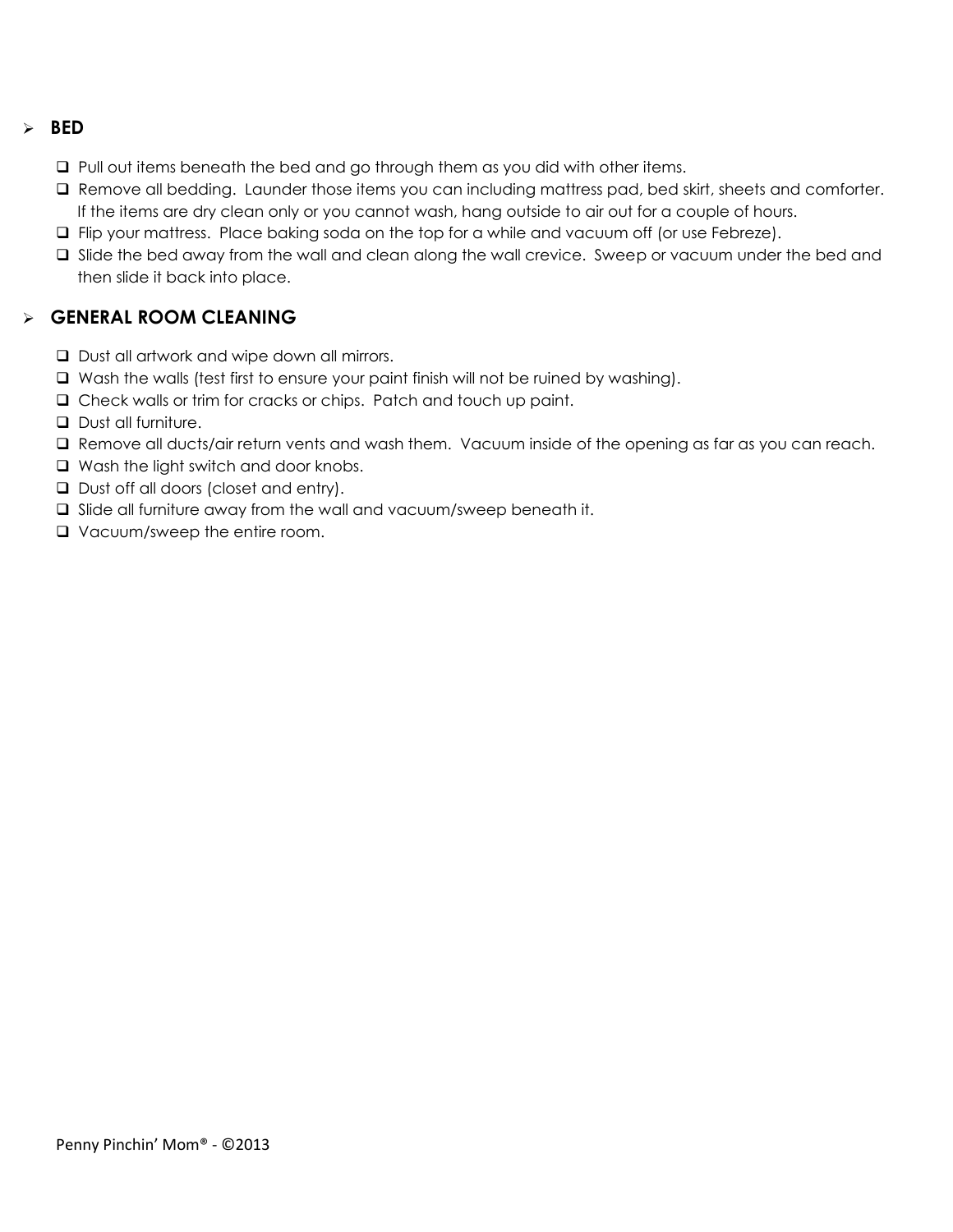## BED

- [ ] Pull out items beneath the bed and go through them as you did with other items.
- [ ] Remove all bedding. Launder those items you can including mattress pad, bed skirt, sheets and comforter. If the items are dry clean only or you cannot wash, hang outside to air out for a couple of hours.
- [ ] Flip your mattress. Place baking soda on the top for a while and vacuum off (or use Febreze).
- [ ] Slide the bed away from the wall and clean along the wall crevice. Sweep or vacuum under the bed and then slide it back into place.

## GENERAL ROOM CLEANING

- [ ] Dust all artwork and wipe down all mirrors.
- [ ] Wash the walls (test first to ensure your paint finish will not be ruined by washing).
- [ ] Check walls or trim for cracks or chips. Patch and touch up paint.
- [ ] Dust all furniture.
- [ ] Remove all ducts/air return vents and wash them. Vacuum inside of the opening as far as you can reach.
- [ ] Wash the light switch and door knobs.
- [ ] Dust off all doors (closet and entry).
- [ ] Slide all furniture away from the wall and vacuum/sweep beneath it.
- [ ] Vacuum/sweep the entire room.